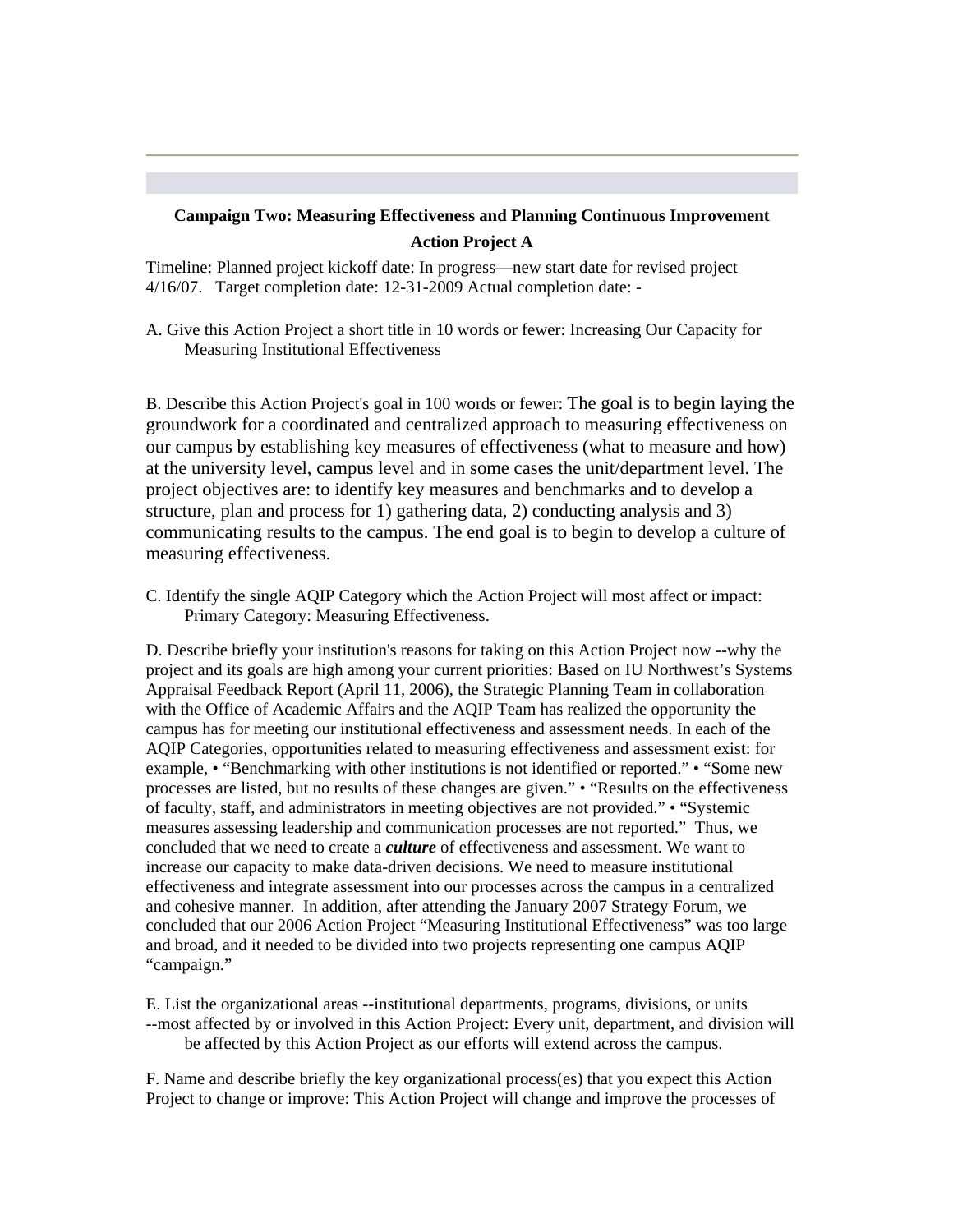**Campaign Two: Measuring Effectiveness and Planning Continuous Improvement**

**Action Project A**

Timeline: Planned project kickoff date: In progress—new start date for revised project 4/16/07. Target completion date: 12-31-2009 Actual completion date: -

A. Give this Action Project a short title in 10 words or fewer: Increasing Our Capacity for Measuring Institutional Effectiveness

B. Describe this Action Project's goal in 100 words or fewer: The goal is to begin laying the groundwork for a coordinated and centralized approach to measuring effectiveness on our campus by establishing key measures of effectiveness (what to measure and how) at the university level, campus level and in some cases the unit/department level. The project objectives are: to identify key measures and benchmarks and to develop a structure, plan and process for 1) gathering data, 2) conducting analysis and 3) communicating results to the campus. The end goal is to begin to develop a culture of measuring effectiveness.

C. Identify the single AQIP Category which the Action Project will most affect or impact: Primary Category: Measuring Effectiveness.

D. Describe briefly your institution's reasons for taking on this Action Project now --why the project and its goals are high among your current priorities: Based on IU Northwest's Systems Appraisal Feedback Report (April 11, 2006), the Strategic Planning Team in collaboration with the Office of Academic Affairs and the AQIP Team has realized the opportunity the campus has for meeting our institutional effectiveness and assessment needs. In each of the AQIP Categories, opportunities related to measuring effectiveness and assessment exist: for example, • "Benchmarking with other institutions is not identified or reported." • "Some new processes are listed, but no results of these changes are given." • "Results on the effectiveness of faculty, staff, and administrators in meeting objectives are not provided." • "Systemic measures assessing leadership and communication processes are not reported." Thus, we concluded that we need to create a ***culture*** of effectiveness and assessment. We want to increase our capacity to make data-driven decisions. We need to measure institutional effectiveness and integrate assessment into our processes across the campus in a centralized and cohesive manner. In addition, after attending the January 2007 Strategy Forum, we concluded that our 2006 Action Project "Measuring Institutional Effectiveness" was too large and broad, and it needed to be divided into two projects representing one campus AQIP "campaign."

E. List the organizational areas --institutional departments, programs, divisions, or units --most affected by or involved in this Action Project: Every unit, department, and division will be affected by this Action Project as our efforts will extend across the campus.

F. Name and describe briefly the key organizational process(es) that you expect this Action Project to change or improve: This Action Project will change and improve the processes of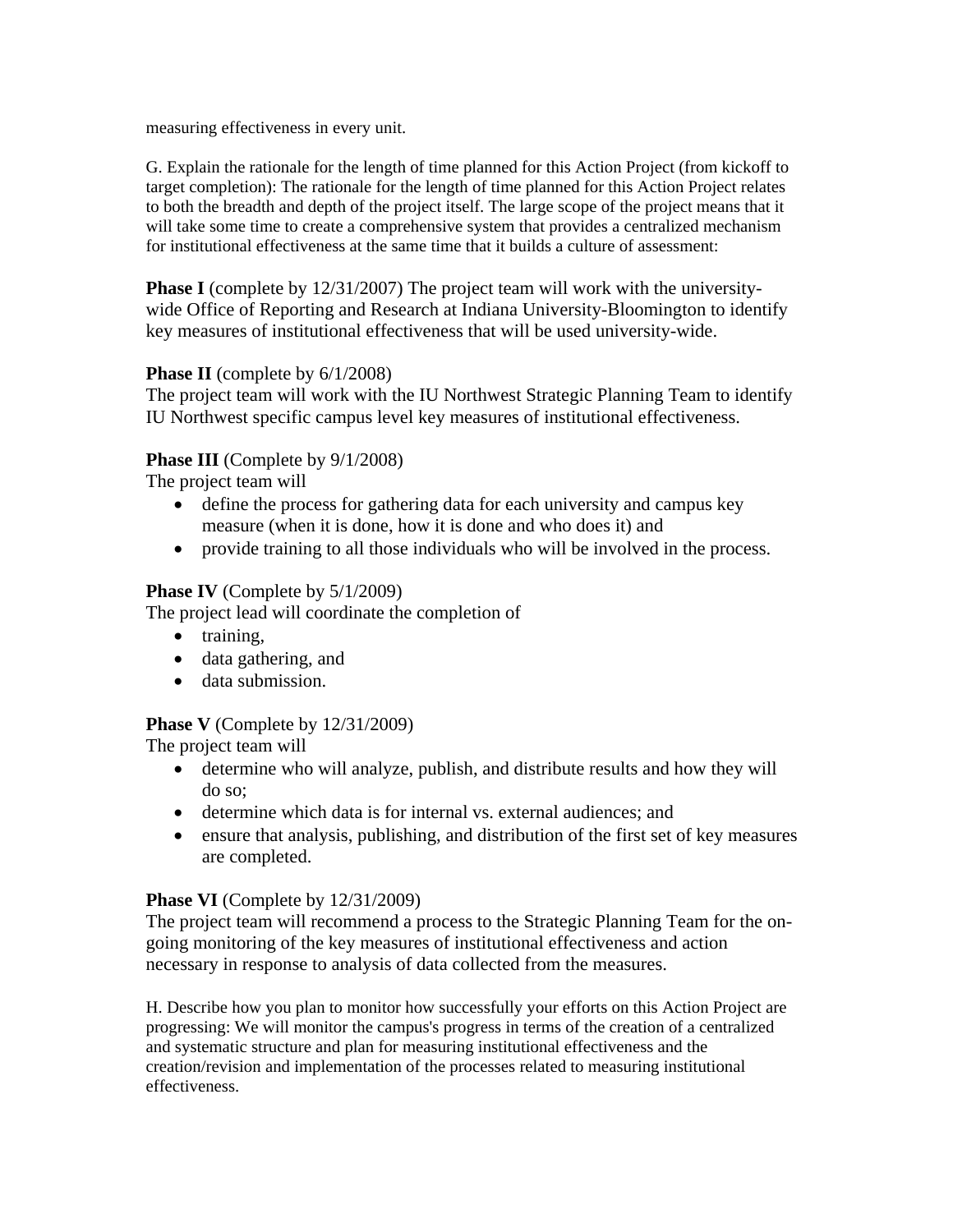measuring effectiveness in every unit.

G. Explain the rationale for the length of time planned for this Action Project (from kickoff to target completion): The rationale for the length of time planned for this Action Project relates to both the breadth and depth of the project itself. The large scope of the project means that it will take some time to create a comprehensive system that provides a centralized mechanism for institutional effectiveness at the same time that it builds a culture of assessment:

**Phase I** (complete by 12/31/2007) The project team will work with the university-wide Office of Reporting and Research at Indiana University-Bloomington to identify key measures of institutional effectiveness that will be used university-wide.

**Phase II** (complete by 6/1/2008)
The project team will work with the IU Northwest Strategic Planning Team to identify IU Northwest specific campus level key measures of institutional effectiveness.

**Phase III** (Complete by 9/1/2008)
The project team will

- define the process for gathering data for each university and campus key measure (when it is done, how it is done and who does it) and
- provide training to all those individuals who will be involved in the process.

**Phase IV** (Complete by 5/1/2009)
The project lead will coordinate the completion of

- training,
- data gathering, and
- data submission.

**Phase V** (Complete by 12/31/2009)
The project team will

- determine who will analyze, publish, and distribute results and how they will do so;
- determine which data is for internal vs. external audiences; and
- ensure that analysis, publishing, and distribution of the first set of key measures are completed.

**Phase VI** (Complete by 12/31/2009)
The project team will recommend a process to the Strategic Planning Team for the on-going monitoring of the key measures of institutional effectiveness and action necessary in response to analysis of data collected from the measures.

H. Describe how you plan to monitor how successfully your efforts on this Action Project are progressing: We will monitor the campus's progress in terms of the creation of a centralized and systematic structure and plan for measuring institutional effectiveness and the creation/revision and implementation of the processes related to measuring institutional effectiveness.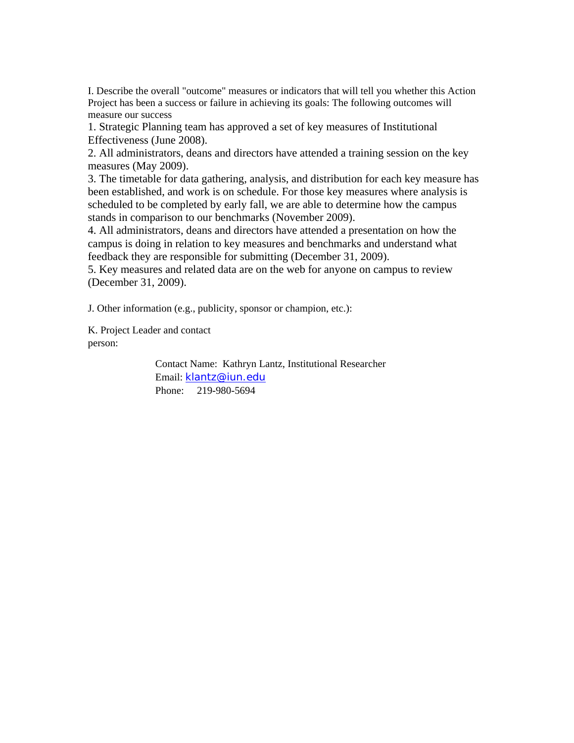I. Describe the overall "outcome" measures or indicators that will tell you whether this Action Project has been a success or failure in achieving its goals: The following outcomes will measure our success

1. Strategic Planning team has approved a set of key measures of Institutional Effectiveness (June 2008).
2. All administrators, deans and directors have attended a training session on the key measures (May 2009).
3. The timetable for data gathering, analysis, and distribution for each key measure has been established, and work is on schedule. For those key measures where analysis is scheduled to be completed by early fall, we are able to determine how the campus stands in comparison to our benchmarks (November 2009).
4. All administrators, deans and directors have attended a presentation on how the campus is doing in relation to key measures and benchmarks and understand what feedback they are responsible for submitting (December 31, 2009).
5. Key measures and related data are on the web for anyone on campus to review (December 31, 2009).

J. Other information (e.g., publicity, sponsor or champion, etc.):

K. Project Leader and contact person:

Contact Name: Kathryn Lantz, Institutional Researcher
Email: klantz@iun.edu
Phone: 219-980-5694